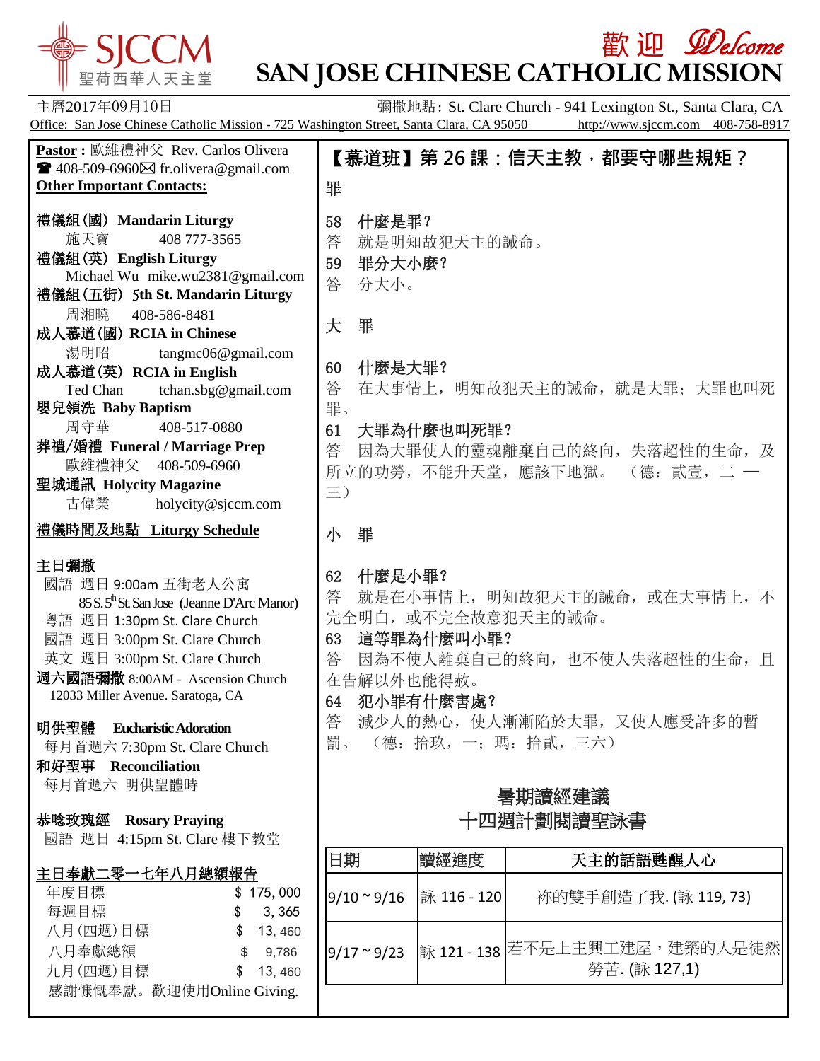# SJCCM 聖荷西華人天主堂

# 歡迎 Welcome
# SAN JOSE CHINESE CATHOLIC MISSION

主曆2017年09月10日　　彌撒地點: St. Clare Church - 941 Lexington St., Santa Clara, CA

Office: San Jose Chinese Catholic Mission - 725 Washington Street, Santa Clara, CA 95050　http://www.sjccm.com　408-758-8917

**Pastor:** 歐維禮神父 Rev. Carlos Olivera
☎ 408-509-6960 ✉ fr.olivera@gmail.com

**Other Important Contacts:**

**禮儀組(國) Mandarin Liturgy**
施天寶　408 777-3565

**禮儀組(英) English Liturgy**
Michael Wu　mike.wu2381@gmail.com

**禮儀組(五街) 5th St. Mandarin Liturgy**
周湘曉　408-586-8481

**成人慕道(國) RCIA in Chinese**
湯明昭　tangmc06@gmail.com

**成人慕道(英) RCIA in English**
Ted Chan　tchan.sbg@gmail.com

**嬰兒領洗 Baby Baptism**
周守華　408-517-0880

**葬禮/婚禮 Funeral / Marriage Prep**
歐維禮神父　408-509-6960

**聖城通訊 Holycity Magazine**
古偉業　holycity@sjccm.com

**禮儀時間及地點 Liturgy Schedule**

**主日彌撒**
國語 週日 9:00am 五街老人公寓
85 S. 5th St. San Jose (Jeanne D'Arc Manor)
粵語 週日 1:30pm St. Clare Church
國語 週日 3:00pm St. Clare Church
英文 週日 3:00pm St. Clare Church

**週六國語彌撒** 8:00AM - Ascension Church
12033 Miller Avenue. Saratoga, CA

**明供聖體 Eucharistic Adoration**
每月首週六 7:30pm St. Clare Church

**和好聖事 Reconciliation**
每月首週六 明供聖體時

**恭唸玫瑰經 Rosary Praying**
國語 週日 4:15pm St. Clare 樓下教堂

**主日奉獻二零一七年八月總額報告**

| | |
|---|---|
| 年度目標 | $ 175, 000 |
| 每週目標 | $ 3, 365 |
| 八月(四週)目標 | $ 13, 460 |
| 八月奉獻總額 | $ 9,786 |
| 九月(四週)目標 | $ 13, 460 |

感謝慷慨奉獻。歡迎使用Online Giving.

## 【慕道班】第 26 課：信天主教，都要守哪些規矩？

### 罪

**58 什麼是罪？**
答 就是明知故犯天主的誡命。

**59 罪分大小麼？**
答 分大小。

### 大 罪

**60 什麼是大罪？**
答 在大事情上，明知故犯天主的誡命，就是大罪；大罪也叫死罪。

**61 大罪為什麼也叫死罪？**
答 因為大罪使人的靈魂離棄自己的終向，失落超性的生命，及所立的功勞，不能升天堂，應該下地獄。（德：貳壹，二 一三）

### 小 罪

**62 什麼是小罪？**
答 就是在小事情上，明知故犯天主的誡命，或在大事情上，不完全明白，或不完全故意犯天主的誡命。

**63 這等罪為什麼叫小罪？**
答 因為不使人離棄自己的終向，也不使人失落超性的生命，且在告解以外也能得赦。

**64 犯小罪有什麼害處？**
答 減少人的熱心，使人漸漸陷於大罪，又使人應受許多的暫罰。（德：拾玖，一；瑪：拾貳，三六）

## 暑期讀經建議
## 十四週計劃閱讀聖詠書

| 日期 | 讀經進度 | 天主的話語甦醒人心 |
|---|---|---|
| 9/10 ~ 9/16 | 詠 116 - 120 | 祢的雙手創造了我. (詠 119, 73) |
| 9/17 ~ 9/23 | 詠 121 - 138 | 若不是上主興工建屋，建築的人是徒然勞苦. (詠 127,1) |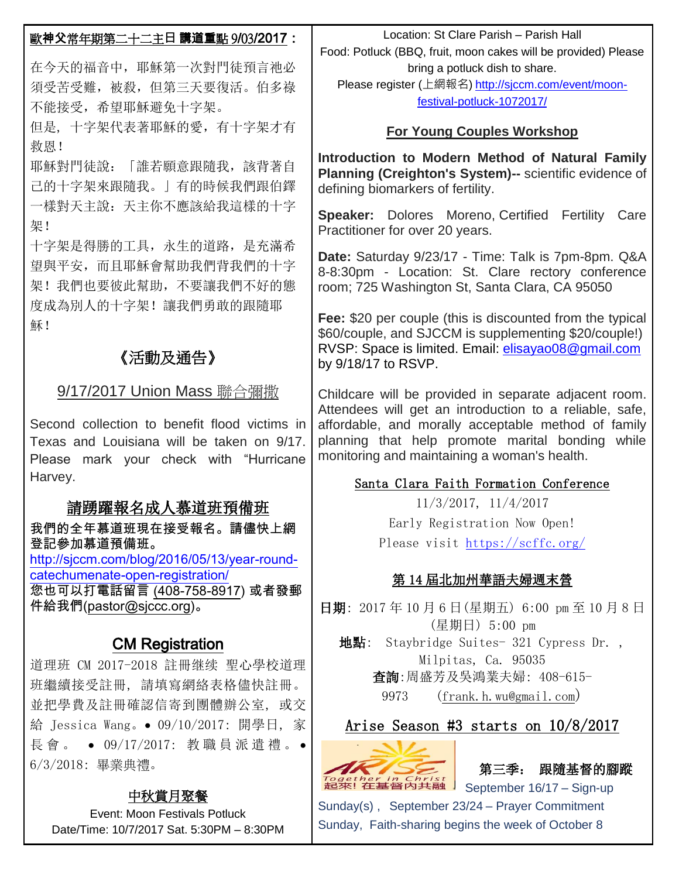**歐神父常年期第二十二主日 講道重點 9/03/2017：**

在今天的福音中，耶穌第一次對門徒預言祂必須受苦受難，被殺，但第三天要復活。伯多祿不能接受，希望耶穌避免十字架。

但是，十字架代表著耶穌的愛，有十字架才有救恩！

耶穌對門徒說：「誰若願意跟隨我，該背著自己的十字架來跟隨我。」有的時候我們跟伯鐸一樣對天主說：天主你不應該給我這樣的十字架！

十字架是得勝的工具，永生的道路，是充滿希望與平安，而且耶穌會幫助我們背我們的十字架！我們也要彼此幫助，不要讓我們不好的態度成為別人的十字架！讓我們勇敢的跟隨耶穌！

## 《活動及通告》

### 9/17/2017 Union Mass 聯合彌撒

Second collection to benefit flood victims in Texas and Louisiana will be taken on 9/17. Please mark your check with "Hurricane Harvey.

### 請踴躍報名成人慕道班預備班

**我們的全年慕道班現在接受報名。請儘快上網登記參加慕道預備班。**

http://sjccm.com/blog/2016/05/13/year-round-catechumenate-open-registration/

**您也可以打電話留言** (408-758-8917) **或者發郵件給我們**(pastor@sjccc.org)。

### CM Registration

道理班 CM 2017-2018 註冊继续 聖心學校道理班繼續接受註冊，請填寫網絡表格儘快註冊。並把學費及註冊確認信寄到團體辦公室，或交給 Jessica Wang。• 09/10/2017：開學日，家長會。 • 09/17/2017：教職員派遣禮。• 6/3/2018：畢業典禮。

### 中秋賞月聚餐

Event: Moon Festivals Potluck

Date/Time: 10/7/2017 Sat. 5:30PM – 8:30PM

Location: St Clare Parish – Parish Hall

Food: Potluck (BBQ, fruit, moon cakes will be provided) Please bring a potluck dish to share.

Please register (上網報名) http://sjccm.com/event/moon-festival-potluck-1072017/

### For Young Couples Workshop

**Introduction to Modern Method of Natural Family Planning (Creighton's System)--** scientific evidence of defining biomarkers of fertility.

**Speaker:** Dolores Moreno, Certified Fertility Care Practitioner for over 20 years.

**Date:** Saturday 9/23/17 - Time: Talk is 7pm-8pm. Q&A 8-8:30pm - Location: St. Clare rectory conference room; 725 Washington St, Santa Clara, CA 95050

**Fee:** $20 per couple (this is discounted from the typical $60/couple, and SJCCM is supplementing $20/couple!) RSVP: Space is limited. Email: elisayao08@gmail.com by 9/18/17 to RSVP.

Childcare will be provided in separate adjacent room. Attendees will get an introduction to a reliable, safe, affordable, and morally acceptable method of family planning that help promote marital bonding while monitoring and maintaining a woman's health.

### Santa Clara Faith Formation Conference

11/3/2017, 11/4/2017

Early Registration Now Open!

Please visit https://scffc.org/

### 第 14 屆北加州華語夫婦週末營

**日期**：2017 年 10 月 6 日(星期五) 6:00 pm 至 10 月 8 日 (星期日) 5:00 pm

**地點**： Staybridge Suites- 321 Cypress Dr. , Milpitas, Ca. 95035

**查詢**:周盛芳及吳鴻業夫婦: 408-615-9973 (frank.h.wu@gmail.com)

### Arise Season #3 starts on 10/8/2017

ARISE Together in Christ 起來！在基督內共融

**第三季： 跟隨基督的腳蹤**

September 16/17 – Sign-up Sunday(s)， September 23/24 – Prayer Commitment Sunday, Faith-sharing begins the week of October 8